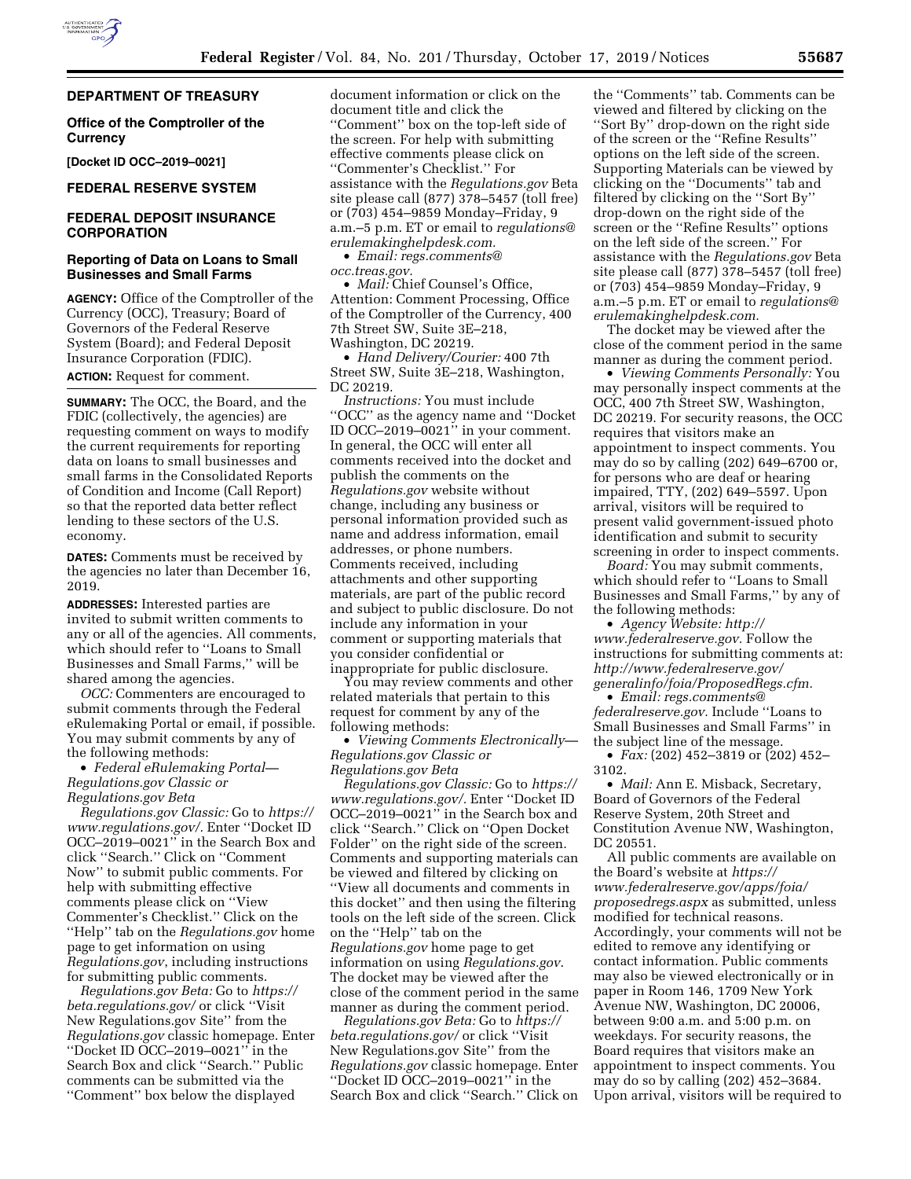## DEPARTMENT OF TREASURY

### Office of the Comptroller of the Currency

**[Docket ID OCC–2019–0021]**

## FEDERAL RESERVE SYSTEM

## FEDERAL DEPOSIT INSURANCE CORPORATION

### Reporting of Data on Loans to Small Businesses and Small Farms

**AGENCY:** Office of the Comptroller of the Currency (OCC), Treasury; Board of Governors of the Federal Reserve System (Board); and Federal Deposit Insurance Corporation (FDIC).

**ACTION:** Request for comment.

**SUMMARY:** The OCC, the Board, and the FDIC (collectively, the agencies) are requesting comment on ways to modify the current requirements for reporting data on loans to small businesses and small farms in the Consolidated Reports of Condition and Income (Call Report) so that the reported data better reflect lending to these sectors of the U.S. economy.

**DATES:** Comments must be received by the agencies no later than December 16, 2019.

**ADDRESSES:** Interested parties are invited to submit written comments to any or all of the agencies. All comments, which should refer to ''Loans to Small Businesses and Small Farms,'' will be shared among the agencies.

*OCC:* Commenters are encouraged to submit comments through the Federal eRulemaking Portal or email, if possible. You may submit comments by any of the following methods:

- *Federal eRulemaking Portal— Regulations.gov Classic or Regulations.gov Beta*

*Regulations.gov Classic:* Go to *https://www.regulations.gov/*. Enter ''Docket ID OCC–2019–0021'' in the Search Box and click ''Search.'' Click on ''Comment Now'' to submit public comments. For help with submitting effective comments please click on ''View Commenter's Checklist.'' Click on the ''Help'' tab on the *Regulations.gov* home page to get information on using *Regulations.gov*, including instructions for submitting public comments.

*Regulations.gov Beta:* Go to *https://beta.regulations.gov/* or click ''Visit New Regulations.gov Site'' from the *Regulations.gov* classic homepage. Enter ''Docket ID OCC–2019–0021'' in the Search Box and click ''Search.'' Public comments can be submitted via the ''Comment'' box below the displayed document information or click on the document title and click the ''Comment'' box on the top-left side of the screen. For help with submitting effective comments please click on ''Commenter's Checklist.'' For assistance with the *Regulations.gov* Beta site please call (877) 378–5457 (toll free) or (703) 454–9859 Monday–Friday, 9 a.m.–5 p.m. ET or email to *regulations@erulemakinghelpdesk.com.*

- *Email: regs.comments@occ.treas.gov.*
- *Mail:* Chief Counsel's Office, Attention: Comment Processing, Office of the Comptroller of the Currency, 400 7th Street SW, Suite 3E–218, Washington, DC 20219.
- *Hand Delivery/Courier:* 400 7th Street SW, Suite 3E–218, Washington, DC 20219.

*Instructions:* You must include ''OCC'' as the agency name and ''Docket ID OCC–2019–0021'' in your comment. In general, the OCC will enter all comments received into the docket and publish the comments on the *Regulations.gov* website without change, including any business or personal information provided such as name and address information, email addresses, or phone numbers. Comments received, including attachments and other supporting materials, are part of the public record and subject to public disclosure. Do not include any information in your comment or supporting materials that you consider confidential or inappropriate for public disclosure.

You may review comments and other related materials that pertain to this request for comment by any of the following methods:

- *Viewing Comments Electronically— Regulations.gov Classic or Regulations.gov Beta*

*Regulations.gov Classic:* Go to *https://www.regulations.gov/*. Enter ''Docket ID OCC–2019–0021'' in the Search box and click ''Search.'' Click on ''Open Docket Folder'' on the right side of the screen. Comments and supporting materials can be viewed and filtered by clicking on ''View all documents and comments in this docket'' and then using the filtering tools on the left side of the screen. Click on the ''Help'' tab on the *Regulations.gov* home page to get information on using *Regulations.gov*. The docket may be viewed after the close of the comment period in the same manner as during the comment period.

*Regulations.gov Beta:* Go to *https://beta.regulations.gov/* or click ''Visit New Regulations.gov Site'' from the *Regulations.gov* classic homepage. Enter ''Docket ID OCC–2019–0021'' in the Search Box and click ''Search.'' Click on the ''Comments'' tab. Comments can be viewed and filtered by clicking on the ''Sort By'' drop-down on the right side of the screen or the ''Refine Results'' options on the left side of the screen. Supporting Materials can be viewed by clicking on the ''Documents'' tab and filtered by clicking on the ''Sort By'' drop-down on the right side of the screen or the ''Refine Results'' options on the left side of the screen.'' For assistance with the *Regulations.gov* Beta site please call (877) 378–5457 (toll free) or (703) 454–9859 Monday–Friday, 9 a.m.–5 p.m. ET or email to *regulations@erulemakinghelpdesk.com.*

The docket may be viewed after the close of the comment period in the same manner as during the comment period.

- *Viewing Comments Personally:* You may personally inspect comments at the OCC, 400 7th Street SW, Washington, DC 20219. For security reasons, the OCC requires that visitors make an appointment to inspect comments. You may do so by calling (202) 649–6700 or, for persons who are deaf or hearing impaired, TTY, (202) 649–5597. Upon arrival, visitors will be required to present valid government-issued photo identification and submit to security screening in order to inspect comments.

*Board:* You may submit comments, which should refer to ''Loans to Small Businesses and Small Farms,'' by any of the following methods:

- *Agency Website: http://www.federalreserve.gov.* Follow the instructions for submitting comments at: *http://www.federalreserve.gov/generalinfo/foia/ProposedRegs.cfm.*
- *Email: regs.comments@federalreserve.gov.* Include ''Loans to Small Businesses and Small Farms'' in the subject line of the message.
- *Fax:* (202) 452–3819 or (202) 452–3102.
- *Mail:* Ann E. Misback, Secretary, Board of Governors of the Federal Reserve System, 20th Street and Constitution Avenue NW, Washington, DC 20551.

All public comments are available on the Board's website at *https://www.federalreserve.gov/apps/foia/proposedregs.aspx* as submitted, unless modified for technical reasons. Accordingly, your comments will not be edited to remove any identifying or contact information. Public comments may also be viewed electronically or in paper in Room 146, 1709 New York Avenue NW, Washington, DC 20006, between 9:00 a.m. and 5:00 p.m. on weekdays. For security reasons, the Board requires that visitors make an appointment to inspect comments. You may do so by calling (202) 452–3684. Upon arrival, visitors will be required to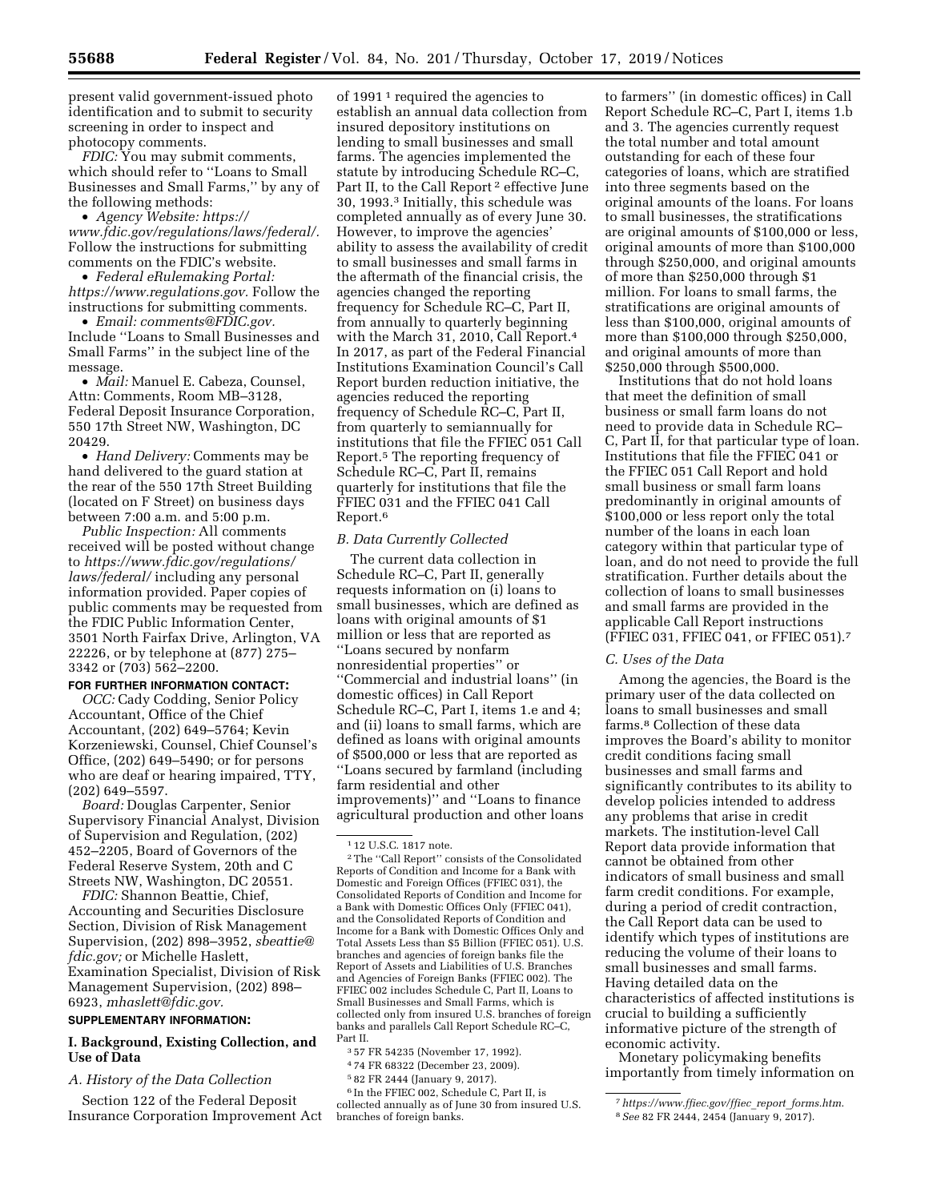present valid government-issued photo identification and to submit to security screening in order to inspect and photocopy comments.

*FDIC:* You may submit comments, which should refer to ''Loans to Small Businesses and Small Farms,'' by any of the following methods:

- *Agency Website: https://www.fdic.gov/regulations/laws/federal/.* Follow the instructions for submitting comments on the FDIC's website.
- *Federal eRulemaking Portal: https://www.regulations.gov.* Follow the instructions for submitting comments.
- *Email: comments@FDIC.gov.* Include ''Loans to Small Businesses and Small Farms'' in the subject line of the message.
- *Mail:* Manuel E. Cabeza, Counsel, Attn: Comments, Room MB–3128, Federal Deposit Insurance Corporation, 550 17th Street NW, Washington, DC 20429.
- *Hand Delivery:* Comments may be hand delivered to the guard station at the rear of the 550 17th Street Building (located on F Street) on business days between 7:00 a.m. and 5:00 p.m.

*Public Inspection:* All comments received will be posted without change to *https://www.fdic.gov/regulations/laws/federal/* including any personal information provided. Paper copies of public comments may be requested from the FDIC Public Information Center, 3501 North Fairfax Drive, Arlington, VA 22226, or by telephone at (877) 275–3342 or (703) 562–2200.

**FOR FURTHER INFORMATION CONTACT:**

*OCC:* Cady Codding, Senior Policy Accountant, Office of the Chief Accountant, (202) 649–5764; Kevin Korzeniewski, Counsel, Chief Counsel's Office, (202) 649–5490; or for persons who are deaf or hearing impaired, TTY, (202) 649–5597.

*Board:* Douglas Carpenter, Senior Supervisory Financial Analyst, Division of Supervision and Regulation, (202) 452–2205, Board of Governors of the Federal Reserve System, 20th and C Streets NW, Washington, DC 20551.

*FDIC:* Shannon Beattie, Chief, Accounting and Securities Disclosure Section, Division of Risk Management Supervision, (202) 898–3952, *sbeattie@fdic.gov;* or Michelle Haslett, Examination Specialist, Division of Risk Management Supervision, (202) 898–6923, *mhaslett@fdic.gov.*

**SUPPLEMENTARY INFORMATION:**

## I. Background, Existing Collection, and Use of Data

### *A. History of the Data Collection*

Section 122 of the Federal Deposit Insurance Corporation Improvement Act of 1991 [1] required the agencies to establish an annual data collection from insured depository institutions on lending to small businesses and small farms. The agencies implemented the statute by introducing Schedule RC–C, Part II, to the Call Report [2] effective June 30, 1993.[3] Initially, this schedule was completed annually as of every June 30. However, to improve the agencies' ability to assess the availability of credit to small businesses and small farms in the aftermath of the financial crisis, the agencies changed the reporting frequency for Schedule RC–C, Part II, from annually to quarterly beginning with the March 31, 2010, Call Report.[4] In 2017, as part of the Federal Financial Institutions Examination Council's Call Report burden reduction initiative, the agencies reduced the reporting frequency of Schedule RC–C, Part II, from quarterly to semiannually for institutions that file the FFIEC 051 Call Report.[5] The reporting frequency of Schedule RC–C, Part II, remains quarterly for institutions that file the FFIEC 031 and the FFIEC 041 Call Report.[6]

### *B. Data Currently Collected*

The current data collection in Schedule RC–C, Part II, generally requests information on (i) loans to small businesses, which are defined as loans with original amounts of $1 million or less that are reported as ''Loans secured by nonfarm nonresidential properties'' or ''Commercial and industrial loans'' (in domestic offices) in Call Report Schedule RC–C, Part I, items 1.e and 4; and (ii) loans to small farms, which are defined as loans with original amounts of $500,000 or less that are reported as ''Loans secured by farmland (including farm residential and other improvements)'' and ''Loans to finance agricultural production and other loans to farmers'' (in domestic offices) in Call Report Schedule RC–C, Part I, items 1.b and 3. The agencies currently request the total number and total amount outstanding for each of these four categories of loans, which are stratified into three segments based on the original amounts of the loans. For loans to small businesses, the stratifications are original amounts of $100,000 or less, original amounts of more than $100,000 through $250,000, and original amounts of more than $250,000 through $1 million. For loans to small farms, the stratifications are original amounts of less than $100,000, original amounts of more than $100,000 through $250,000, and original amounts of more than $250,000 through $500,000.

Institutions that do not hold loans that meet the definition of small business or small farm loans do not need to provide data in Schedule RC–C, Part II, for that particular type of loan. Institutions that file the FFIEC 041 or the FFIEC 051 Call Report and hold small business or small farm loans predominantly in original amounts of $100,000 or less report only the total number of the loans in each loan category within that particular type of loan, and do not need to provide the full stratification. Further details about the collection of loans to small businesses and small farms are provided in the applicable Call Report instructions (FFIEC 031, FFIEC 041, or FFIEC 051).[7]

### *C. Uses of the Data*

Among the agencies, the Board is the primary user of the data collected on loans to small businesses and small farms.[8] Collection of these data improves the Board's ability to monitor credit conditions facing small businesses and small farms and significantly contributes to its ability to develop policies intended to address any problems that arise in credit markets. The institution-level Call Report data provide information that cannot be obtained from other indicators of small business and small farm credit conditions. For example, during a period of credit contraction, the Call Report data can be used to identify which types of institutions are reducing the volume of their loans to small businesses and small farms. Having detailed data on the characteristics of affected institutions is crucial to building a sufficiently informative picture of the strength of economic activity.

Monetary policymaking benefits importantly from timely information on

---

[1] 12 U.S.C. 1817 note.

[2] The ''Call Report'' consists of the Consolidated Reports of Condition and Income for a Bank with Domestic and Foreign Offices (FFIEC 031), the Consolidated Reports of Condition and Income for a Bank with Domestic Offices Only (FFIEC 041), and the Consolidated Reports of Condition and Income for a Bank with Domestic Offices Only and Total Assets Less than $5 Billion (FFIEC 051). U.S. branches and agencies of foreign banks file the Report of Assets and Liabilities of U.S. Branches and Agencies of Foreign Banks (FFIEC 002). The FFIEC 002 includes Schedule C, Part II, Loans to Small Businesses and Small Farms, which is collected only from insured U.S. branches of foreign banks and parallels Call Report Schedule RC–C, Part II.

[3] 57 FR 54235 (November 17, 1992).

[4] 74 FR 68322 (December 23, 2009).

[5] 82 FR 2444 (January 9, 2017).

[6] In the FFIEC 002, Schedule C, Part II, is collected annually as of June 30 from insured U.S. branches of foreign banks.

[7] *https://www.ffiec.gov/ffiec_report_forms.htm.*

[8] *See* 82 FR 2444, 2454 (January 9, 2017).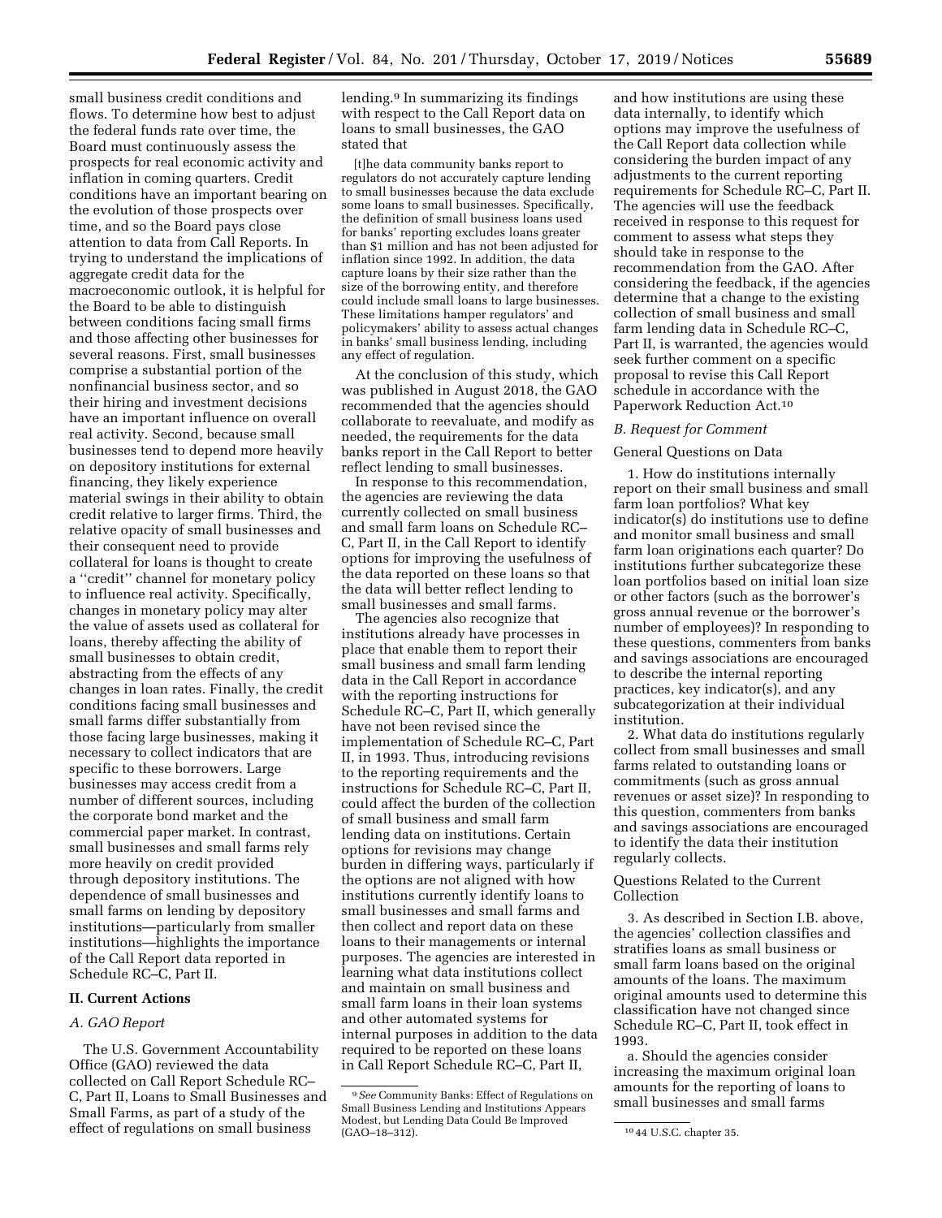small business credit conditions and flows. To determine how best to adjust the federal funds rate over time, the Board must continuously assess the prospects for real economic activity and inflation in coming quarters. Credit conditions have an important bearing on the evolution of those prospects over time, and so the Board pays close attention to data from Call Reports. In trying to understand the implications of aggregate credit data for the macroeconomic outlook, it is helpful for the Board to be able to distinguish between conditions facing small firms and those affecting other businesses for several reasons. First, small businesses comprise a substantial portion of the nonfinancial business sector, and so their hiring and investment decisions have an important influence on overall real activity. Second, because small businesses tend to depend more heavily on depository institutions for external financing, they likely experience material swings in their ability to obtain credit relative to larger firms. Third, the relative opacity of small businesses and their consequent need to provide collateral for loans is thought to create a ''credit'' channel for monetary policy to influence real activity. Specifically, changes in monetary policy may alter the value of assets used as collateral for loans, thereby affecting the ability of small businesses to obtain credit, abstracting from the effects of any changes in loan rates. Finally, the credit conditions facing small businesses and small farms differ substantially from those facing large businesses, making it necessary to collect indicators that are specific to these borrowers. Large businesses may access credit from a number of different sources, including the corporate bond market and the commercial paper market. In contrast, small businesses and small farms rely more heavily on credit provided through depository institutions. The dependence of small businesses and small farms on lending by depository institutions—particularly from smaller institutions—highlights the importance of the Call Report data reported in Schedule RC–C, Part II.

## II. Current Actions

### A. GAO Report

The U.S. Government Accountability Office (GAO) reviewed the data collected on Call Report Schedule RC–C, Part II, Loans to Small Businesses and Small Farms, as part of a study of the effect of regulations on small business lending.[9] In summarizing its findings with respect to the Call Report data on loans to small businesses, the GAO stated that

> [t]he data community banks report to regulators do not accurately capture lending to small businesses because the data exclude some loans to small businesses. Specifically, the definition of small business loans used for banks' reporting excludes loans greater than $1 million and has not been adjusted for inflation since 1992. In addition, the data capture loans by their size rather than the size of the borrowing entity, and therefore could include small loans to large businesses. These limitations hamper regulators' and policymakers' ability to assess actual changes in banks' small business lending, including any effect of regulation.

At the conclusion of this study, which was published in August 2018, the GAO recommended that the agencies should collaborate to reevaluate, and modify as needed, the requirements for the data banks report in the Call Report to better reflect lending to small businesses.

In response to this recommendation, the agencies are reviewing the data currently collected on small business and small farm loans on Schedule RC–C, Part II, in the Call Report to identify options for improving the usefulness of the data reported on these loans so that the data will better reflect lending to small businesses and small farms.

The agencies also recognize that institutions already have processes in place that enable them to report their small business and small farm lending data in the Call Report in accordance with the reporting instructions for Schedule RC–C, Part II, which generally have not been revised since the implementation of Schedule RC–C, Part II, in 1993. Thus, introducing revisions to the reporting requirements and the instructions for Schedule RC–C, Part II, could affect the burden of the collection of small business and small farm lending data on institutions. Certain options for revisions may change burden in differing ways, particularly if the options are not aligned with how institutions currently identify loans to small businesses and small farms and then collect and report data on these loans to their managements or internal purposes. The agencies are interested in learning what data institutions collect and maintain on small business and small farm loans in their loan systems and other automated systems for internal purposes in addition to the data required to be reported on these loans in Call Report Schedule RC–C, Part II, and how institutions are using these data internally, to identify which options may improve the usefulness of the Call Report data collection while considering the burden impact of any adjustments to the current reporting requirements for Schedule RC–C, Part II. The agencies will use the feedback received in response to this request for comment to assess what steps they should take in response to the recommendation from the GAO. After considering the feedback, if the agencies determine that a change to the existing collection of small business and small farm lending data in Schedule RC–C, Part II, is warranted, the agencies would seek further comment on a specific proposal to revise this Call Report schedule in accordance with the Paperwork Reduction Act.[10]

### B. Request for Comment

General Questions on Data

1. How do institutions internally report on their small business and small farm loan portfolios? What key indicator(s) do institutions use to define and monitor small business and small farm loan originations each quarter? Do institutions further subcategorize these loan portfolios based on initial loan size or other factors (such as the borrower's gross annual revenue or the borrower's number of employees)? In responding to these questions, commenters from banks and savings associations are encouraged to describe the internal reporting practices, key indicator(s), and any subcategorization at their individual institution.

2. What data do institutions regularly collect from small businesses and small farms related to outstanding loans or commitments (such as gross annual revenues or asset size)? In responding to this question, commenters from banks and savings associations are encouraged to identify the data their institution regularly collects.

Questions Related to the Current Collection

3. As described in Section I.B. above, the agencies' collection classifies and stratifies loans as small business or small farm loans based on the original amounts of the loans. The maximum original amounts used to determine this classification have not changed since Schedule RC–C, Part II, took effect in 1993.

a. Should the agencies consider increasing the maximum original loan amounts for the reporting of loans to small businesses and small farms

---

[9] *See* Community Banks: Effect of Regulations on Small Business Lending and Institutions Appears Modest, but Lending Data Could Be Improved (GAO–18–312).

[10] 44 U.S.C. chapter 35.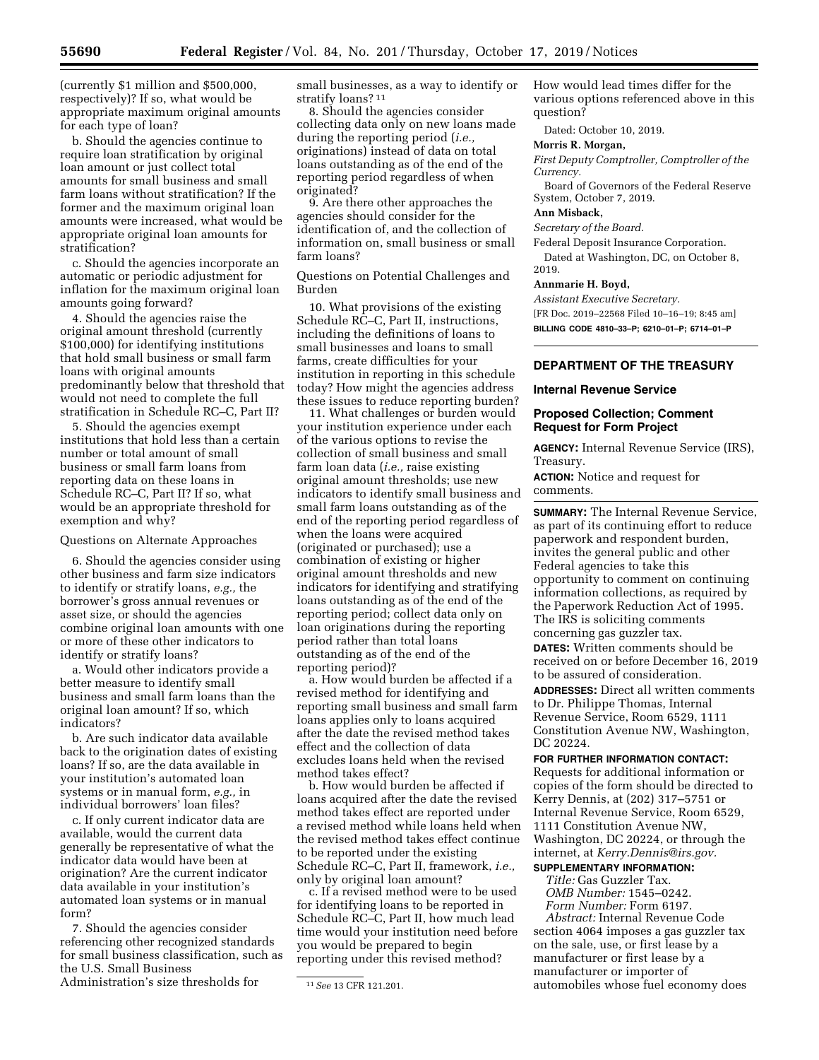(currently $1 million and $500,000, respectively)? If so, what would be appropriate maximum original amounts for each type of loan?

b. Should the agencies continue to require loan stratification by original loan amount or just collect total amounts for small business and small farm loans without stratification? If the former and the maximum original loan amounts were increased, what would be appropriate original loan amounts for stratification?

c. Should the agencies incorporate an automatic or periodic adjustment for inflation for the maximum original loan amounts going forward?

4. Should the agencies raise the original amount threshold (currently $100,000) for identifying institutions that hold small business or small farm loans with original amounts predominantly below that threshold that would not need to complete the full stratification in Schedule RC–C, Part II?

5. Should the agencies exempt institutions that hold less than a certain number or total amount of small business or small farm loans from reporting data on these loans in Schedule RC–C, Part II? If so, what would be an appropriate threshold for exemption and why?

Questions on Alternate Approaches

6. Should the agencies consider using other business and farm size indicators to identify or stratify loans, *e.g.,* the borrower's gross annual revenues or asset size, or should the agencies combine original loan amounts with one or more of these other indicators to identify or stratify loans?

a. Would other indicators provide a better measure to identify small business and small farm loans than the original loan amount? If so, which indicators?

b. Are such indicator data available back to the origination dates of existing loans? If so, are the data available in your institution's automated loan systems or in manual form, *e.g.,* in individual borrowers' loan files?

c. If only current indicator data are available, would the current data generally be representative of what the indicator data would have been at origination? Are the current indicator data available in your institution's automated loan systems or in manual form?

7. Should the agencies consider referencing other recognized standards for small business classification, such as the U.S. Small Business Administration's size thresholds for small businesses, as a way to identify or stratify loans?[11]

8. Should the agencies consider collecting data only on new loans made during the reporting period (*i.e.,* originations) instead of data on total loans outstanding as of the end of the reporting period regardless of when originated?

9. Are there other approaches the agencies should consider for the identification of, and the collection of information on, small business or small farm loans?

Questions on Potential Challenges and Burden

10. What provisions of the existing Schedule RC–C, Part II, instructions, including the definitions of loans to small businesses and loans to small farms, create difficulties for your institution in reporting in this schedule today? How might the agencies address these issues to reduce reporting burden?

11. What challenges or burden would your institution experience under each of the various options to revise the collection of small business and small farm loan data (*i.e.,* raise existing original amount thresholds; use new indicators to identify small business and small farm loans outstanding as of the end of the reporting period regardless of when the loans were acquired (originated or purchased); use a combination of existing or higher original amount thresholds and new indicators for identifying and stratifying loans outstanding as of the end of the reporting period; collect data only on loan originations during the reporting period rather than total loans outstanding as of the end of the reporting period)?

a. How would burden be affected if a revised method for identifying and reporting small business and small farm loans applies only to loans acquired after the date the revised method takes effect and the collection of data excludes loans held when the revised method takes effect?

b. How would burden be affected if loans acquired after the date the revised method takes effect are reported under a revised method while loans held when the revised method takes effect continue to be reported under the existing Schedule RC–C, Part II, framework, *i.e.,* only by original loan amount?

c. If a revised method were to be used for identifying loans to be reported in Schedule RC–C, Part II, how much lead time would your institution need before you would be prepared to begin reporting under this revised method? How would lead times differ for the various options referenced above in this question?

[11] *See* 13 CFR 121.201.

Dated: October 10, 2019.

**Morris R. Morgan,**

*First Deputy Comptroller, Comptroller of the Currency.*

Board of Governors of the Federal Reserve System, October 7, 2019.

**Ann Misback,**

*Secretary of the Board.*

Federal Deposit Insurance Corporation.

Dated at Washington, DC, on October 8, 2019.

**Annmarie H. Boyd,**

*Assistant Executive Secretary.*

[FR Doc. 2019–22568 Filed 10–16–19; 8:45 am]

**BILLING CODE 4810–33–P; 6210–01–P; 6714–01–P**

## DEPARTMENT OF THE TREASURY

### Internal Revenue Service

### Proposed Collection; Comment Request for Form Project

**AGENCY:** Internal Revenue Service (IRS), Treasury.

**ACTION:** Notice and request for comments.

**SUMMARY:** The Internal Revenue Service, as part of its continuing effort to reduce paperwork and respondent burden, invites the general public and other Federal agencies to take this opportunity to comment on continuing information collections, as required by the Paperwork Reduction Act of 1995. The IRS is soliciting comments concerning gas guzzler tax.

**DATES:** Written comments should be received on or before December 16, 2019 to be assured of consideration.

**ADDRESSES:** Direct all written comments to Dr. Philippe Thomas, Internal Revenue Service, Room 6529, 1111 Constitution Avenue NW, Washington, DC 20224.

**FOR FURTHER INFORMATION CONTACT:** Requests for additional information or copies of the form should be directed to Kerry Dennis, at (202) 317–5751 or Internal Revenue Service, Room 6529, 1111 Constitution Avenue NW, Washington, DC 20224, or through the internet, at *Kerry.Dennis@irs.gov.*

**SUPPLEMENTARY INFORMATION:**

*Title:* Gas Guzzler Tax.

*OMB Number:* 1545–0242.

*Form Number:* Form 6197.

*Abstract:* Internal Revenue Code section 4064 imposes a gas guzzler tax on the sale, use, or first lease by a manufacturer or first lease by a manufacturer or importer of automobiles whose fuel economy does